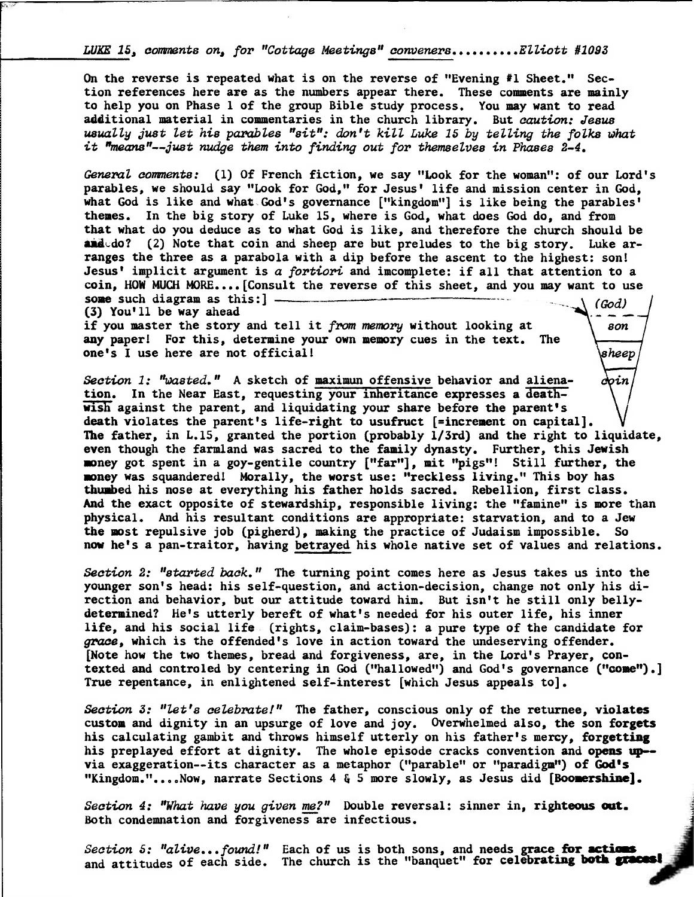*LUKE 15, comments on, for "Cottage Meetings" conveners..........Elliott #1093*

On the reverse is repeated what is on the reverse of "Evening #1 Sheet." Section references here are as the numbers appear there. These comments are mainly to help you on Phase 1 of the group Bible study process. You may want to read additional material in commentaries in the church library. But *caution: Jesus usually just let his parables "sit": don't kill Luke 15 by telling the folks what it "means"--just nudge them into finding out for themselves in Phases 2-4.*

*General comments:* (1) Of French fiction, we say "Look for the woman": of our Lord's parables, we should say "Look for God," for Jesus' life and mission center in God, what God is like and what God's governance ["kingdom"] is like being the parables' themes. In the big story of Luke 15, where is God, what does God do, and from that what do you deduce as to what God is like, and therefore the church should be and do? (2) Note that coin and sheep are but preludes to the big story. Luke arranges the three as a parabola with a dip before the ascent to the highest: son! Jesus' implicit argument is *a fortiori* and imcomplete: if all that attention to a coin, HOW MUCH MORE....[Consult the reverse of this sheet, and you may want to use some such diagram as this:] (3) You'll be way ahead if you master the story and tell it *from memory* without looking at any paper! For this, determine your own memory cues in the text. The one's I use here are not official!

(God)
son
sheep
coin

*Section 1: "wasted."* A sketch of maximun offensive behavior and alienation. In the Near East, requesting your inheritance expresses a death-wish against the parent, and liquidating your share before the parent's death violates the parent's life-right to usufruct [=increment on capital]. The father, in L.15, granted the portion (probably 1/3rd) and the right to liquidate, even though the farmland was sacred to the family dynasty. Further, this Jewish money got spent in a goy-gentile country ["far"], mit "pigs"! Still further, the money was squandered! Morally, the worst use: "reckless living." This boy has thumbed his nose at everything his father holds sacred. Rebellion, first class. And the exact opposite of stewardship, responsible living: the "famine" is more than physical. And his resultant conditions are appropriate: starvation, and to a Jew the most repulsive job (pigherd), making the practice of Judaism impossible. So now he's a pan-traitor, having betrayed his whole native set of values and relations.

*Section 2: "started back."* The turning point comes here as Jesus takes us into the younger son's head: his self-question, and action-decision, change not only his direction and behavior, but our attitude toward him. But isn't he still only belly-determined? He's utterly bereft of what's needed for his outer life, his inner life, and his social life (rights, claim-bases): a pure type of the candidate for *grace*, which is the offended's love in action toward the undeserving offender. [Note how the two themes, bread and forgiveness, are, in the Lord's Prayer, contexted and controled by centering in God ("hallowed") and God's governance ("come").] True repentance, in enlightened self-interest [which Jesus appeals to].

*Section 3: "let's celebrate!"* The father, conscious only of the returnee, violates custom and dignity in an upsurge of love and joy. Overwhelmed also, the son forgets his calculating gambit and throws himself utterly on his father's mercy, forgetting his preplayed effort at dignity. The whole episode cracks convention and opens up--via exaggeration--its character as a metaphor ("parable" or "paradigm") of God's "Kingdom."....Now, narrate Sections 4 & 5 more slowly, as Jesus did [Boomershine].

*Section 4: "What have you given me?"* Double reversal: sinner in, righteous out. Both condemnation and forgiveness are infectious.

*Section 5: "alive...found!"* Each of us is both sons, and needs grace for actions and attitudes of each side. The church is the "banquet" for celebrating both graces!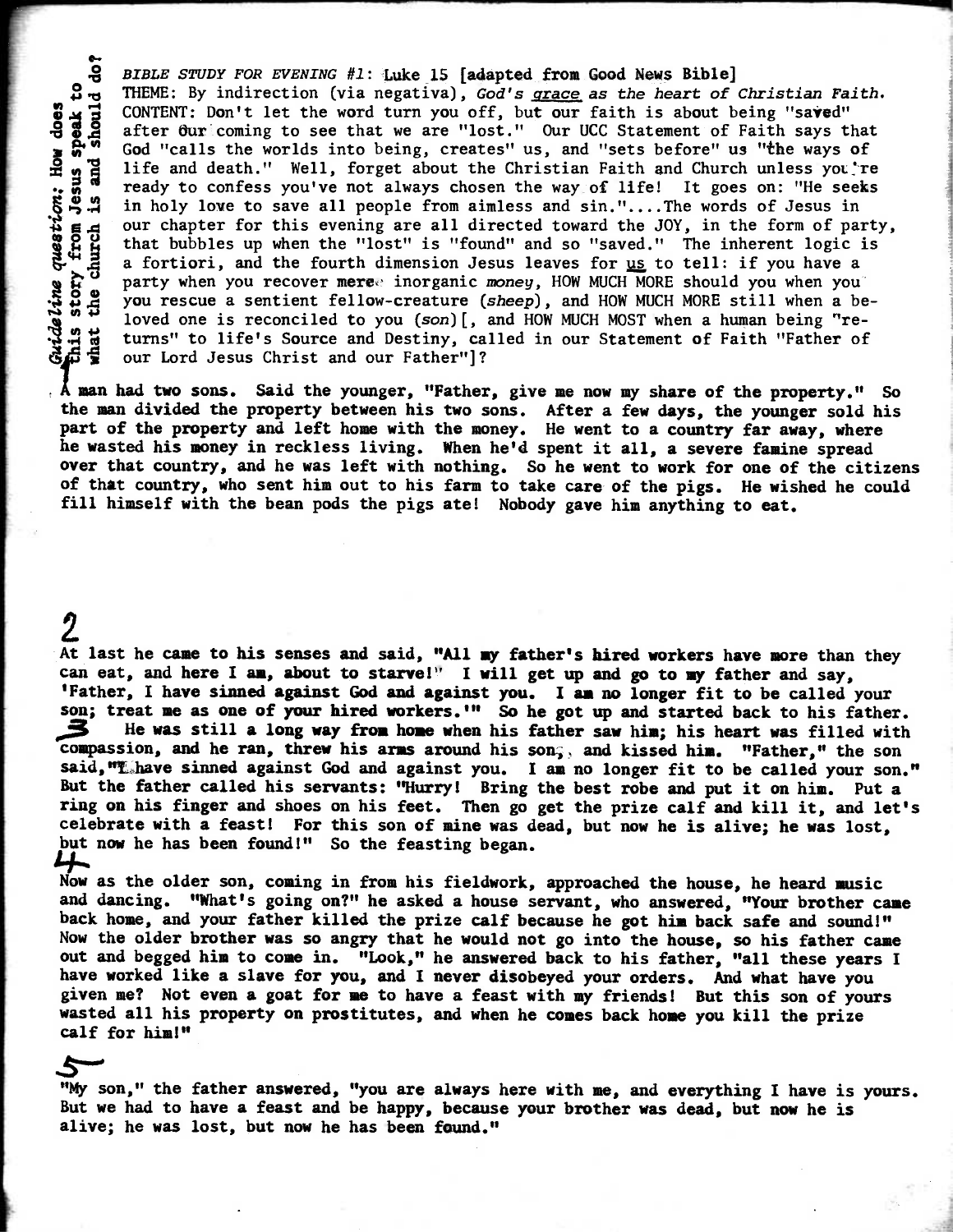*Guideline question*: How does this story from Jesus speak to what the church is and should do?

*BIBLE STUDY FOR EVENING #1*: Luke 15 [adapted from Good News Bible]
THEME: By indirection (via negativa), *God's grace as the heart of Christian Faith.*
CONTENT: Don't let the word turn you off, but our faith is about being "saved" after our coming to see that we are "lost." Our UCC Statement of Faith says that God "calls the worlds into being, creates" us, and "sets before" us "the ways of life and death." Well, forget about the Christian Faith and Church unless you're ready to confess you've not always chosen the way of life! It goes on: "He seeks in holy love to save all people from aimless and sin."....The words of Jesus in our chapter for this evening are all directed toward the JOY, in the form of party, that bubbles up when the "lost" is "found" and so "saved." The inherent logic is a fortiori, and the fourth dimension Jesus leaves for us to tell: if you have a party when you recover mere inorganic *money*, HOW MUCH MORE should you when you rescue a sentient fellow-creature (*sheep*), and HOW MUCH MORE still when a beloved one is reconciled to you (*son*)[, and HOW MUCH MOST when a human being "returns" to life's Source and Destiny, called in our Statement of Faith "Father of our Lord Jesus Christ and our Father"]?

**1** **A man had two sons. Said the younger, "Father, give me now my share of the property." So the man divided the property between his two sons. After a few days, the younger sold his part of the property and left home with the money. He went to a country far away, where he wasted his money in reckless living. When he'd spent it all, a severe famine spread over that country, and he was left with nothing. So he went to work for one of the citizens of that country, who sent him out to his farm to take care of the pigs. He wished he could fill himself with the bean pods the pigs ate! Nobody gave him anything to eat.**

**2**
**At last he came to his senses and said, "All my father's hired workers have more than they can eat, and here I am, about to starve!" I will get up and go to my father and say, 'Father, I have sinned against God and against you. I am no longer fit to be called your son; treat me as one of your hired workers.'" So he got up and started back to his father.**

**3** **He was still a long way from home when his father saw him; his heart was filled with compassion, and he ran, threw his arms around his son, and kissed him. "Father," the son said, "I have sinned against God and against you. I am no longer fit to be called your son." But the father called his servants: "Hurry! Bring the best robe and put it on him. Put a ring on his finger and shoes on his feet. Then go get the prize calf and kill it, and let's celebrate with a feast! For this son of mine was dead, but now he is alive; he was lost, but now he has been found!" So the feasting began.**

**4**
**Now as the older son, coming in from his fieldwork, approached the house, he heard music and dancing. "What's going on?" he asked a house servant, who answered, "Your brother came back home, and your father killed the prize calf because he got him back safe and sound!" Now the older brother was so angry that he would not go into the house, so his father came out and begged him to come in. "Look," he answered back to his father, "all these years I have worked like a slave for you, and I never disobeyed your orders. And what have you given me? Not even a goat for me to have a feast with my friends! But this son of yours wasted all his property on prostitutes, and when he comes back home you kill the prize calf for him!"**

**5**
**"My son," the father answered, "you are always here with me, and everything I have is yours. But we had to have a feast and be happy, because your brother was dead, but now he is alive; he was lost, but now he has been found."**